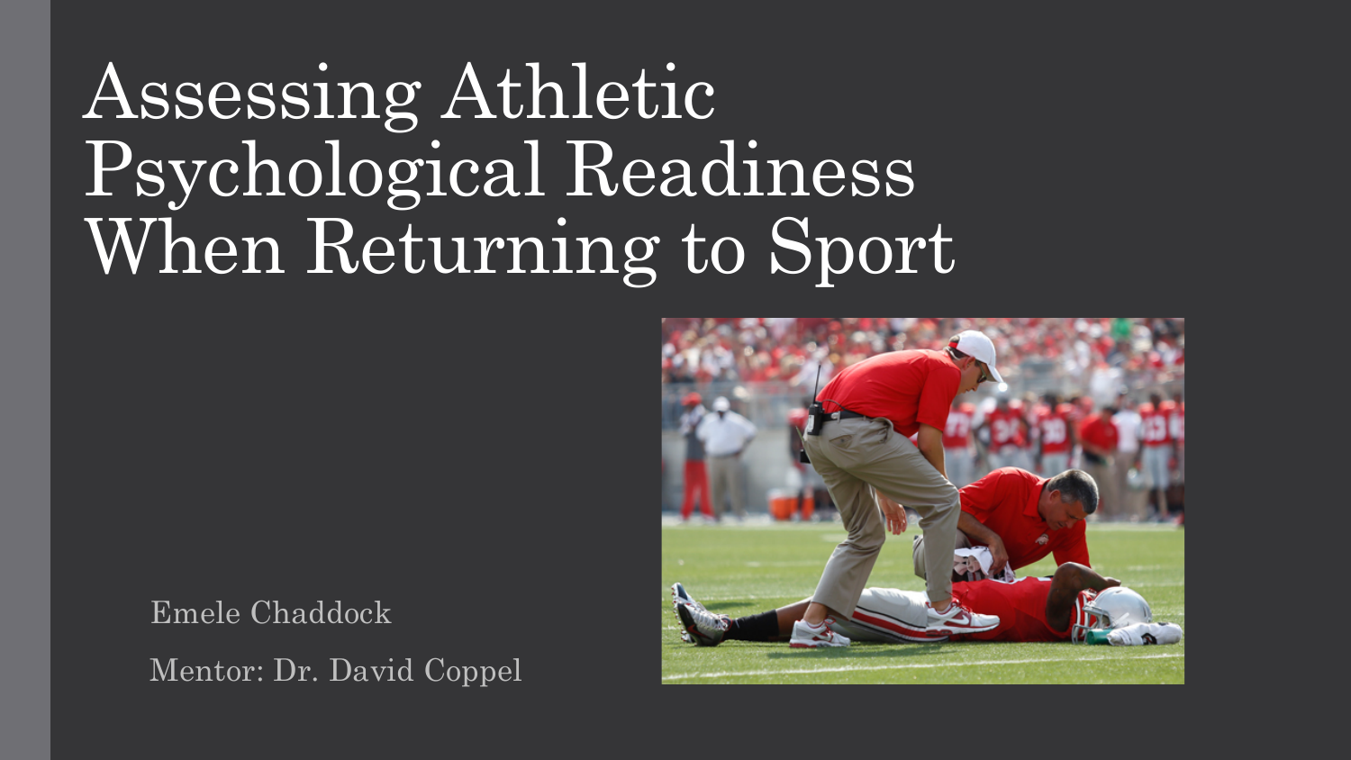# Assessing Athletic Psychological Readiness When Returning to Sport

Emele Chaddock

Mentor: Dr. David Coppel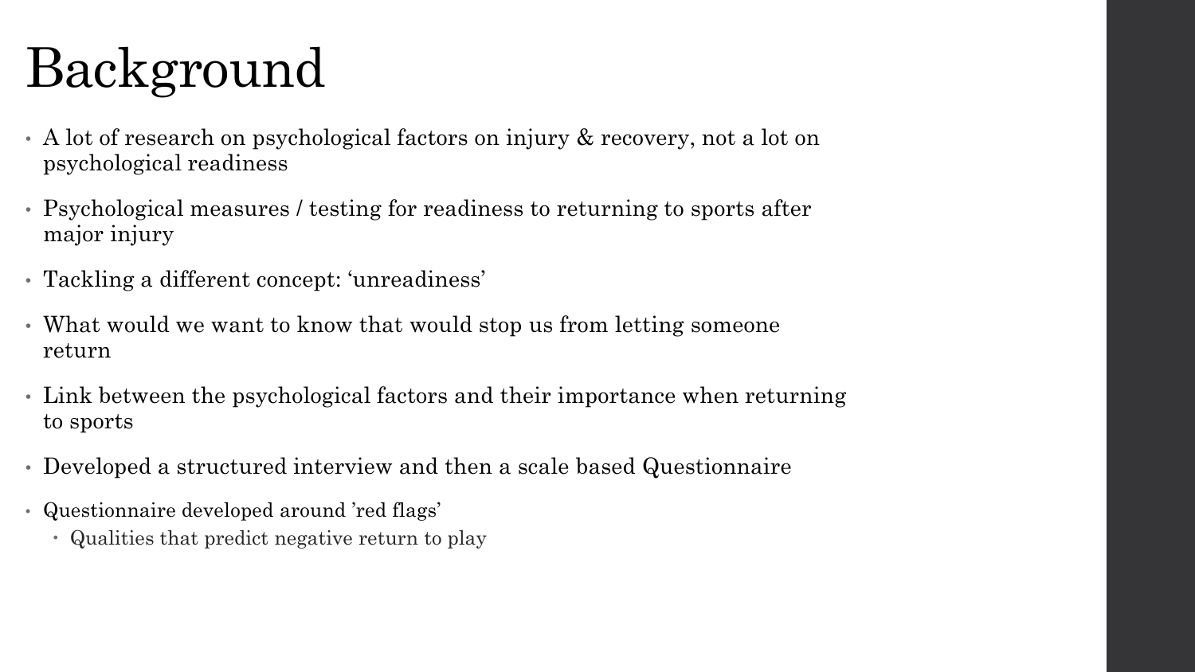# Background

- A lot of research on psychological factors on injury & recovery, not a lot on psychological readiness
- Psychological measures / testing for readiness to returning to sports after major injury
- Tackling a different concept: 'unreadiness'
- What would we want to know that would stop us from letting someone return
- Link between the psychological factors and their importance when returning to sports
- Developed a structured interview and then a scale based Questionnaire
- Questionnaire developed around 'red flags'
  - Qualities that predict negative return to play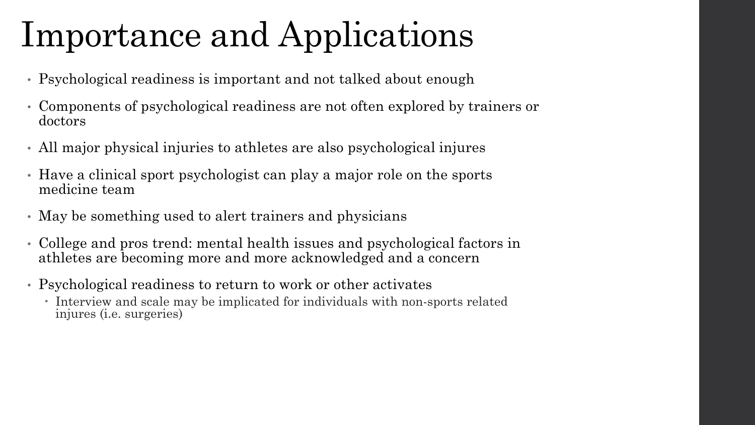# Importance and Applications

- Psychological readiness is important and not talked about enough
- Components of psychological readiness are not often explored by trainers or doctors
- All major physical injuries to athletes are also psychological injures
- Have a clinical sport psychologist can play a major role on the sports medicine team
- May be something used to alert trainers and physicians
- College and pros trend: mental health issues and psychological factors in athletes are becoming more and more acknowledged and a concern
- Psychological readiness to return to work or other activates
  - Interview and scale may be implicated for individuals with non-sports related injures (i.e. surgeries)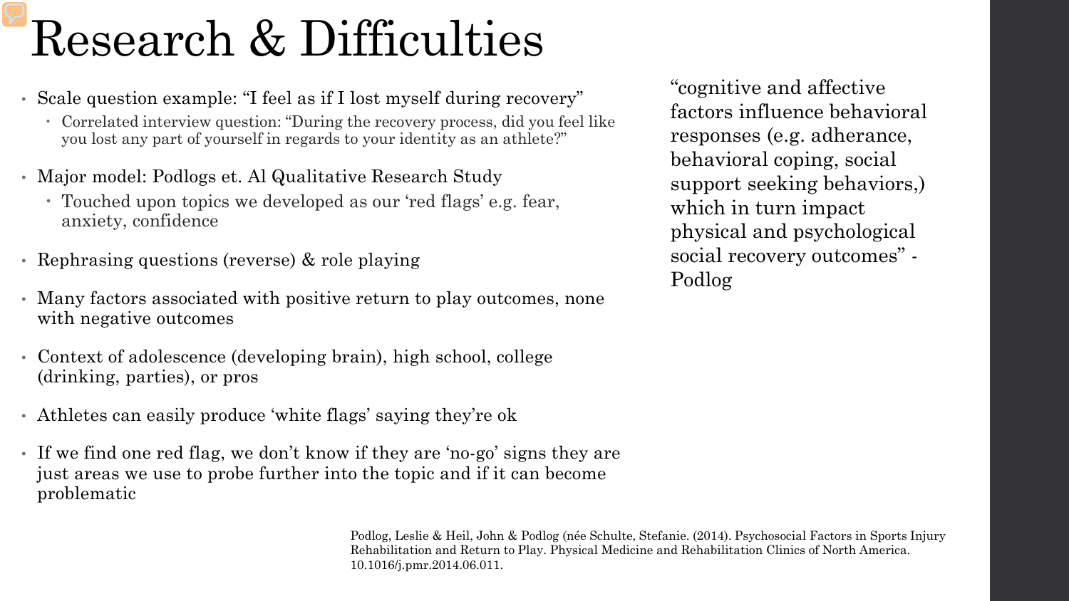# Research & Difficulties

- Scale question example: "I feel as if I lost myself during recovery"
  - Correlated interview question: "During the recovery process, did you feel like you lost any part of yourself in regards to your identity as an athlete?"
- Major model: Podlogs et. Al Qualitative Research Study
  - Touched upon topics we developed as our 'red flags' e.g. fear, anxiety, confidence
- Rephrasing questions (reverse) & role playing
- Many factors associated with positive return to play outcomes, none with negative outcomes
- Context of adolescence (developing brain), high school, college (drinking, parties), or pros
- Athletes can easily produce 'white flags' saying they're ok
- If we find one red flag, we don't know if they are 'no-go' signs they are just areas we use to probe further into the topic and if it can become problematic

"cognitive and affective factors influence behavioral responses (e.g. adherance, behavioral coping, social support seeking behaviors,) which in turn impact physical and psychological social recovery outcomes" - Podlog

Podlog, Leslie & Heil, John & Podlog (née Schulte, Stefanie. (2014). Psychosocial Factors in Sports Injury Rehabilitation and Return to Play. Physical Medicine and Rehabilitation Clinics of North America. 10.1016/j.pmr.2014.06.011.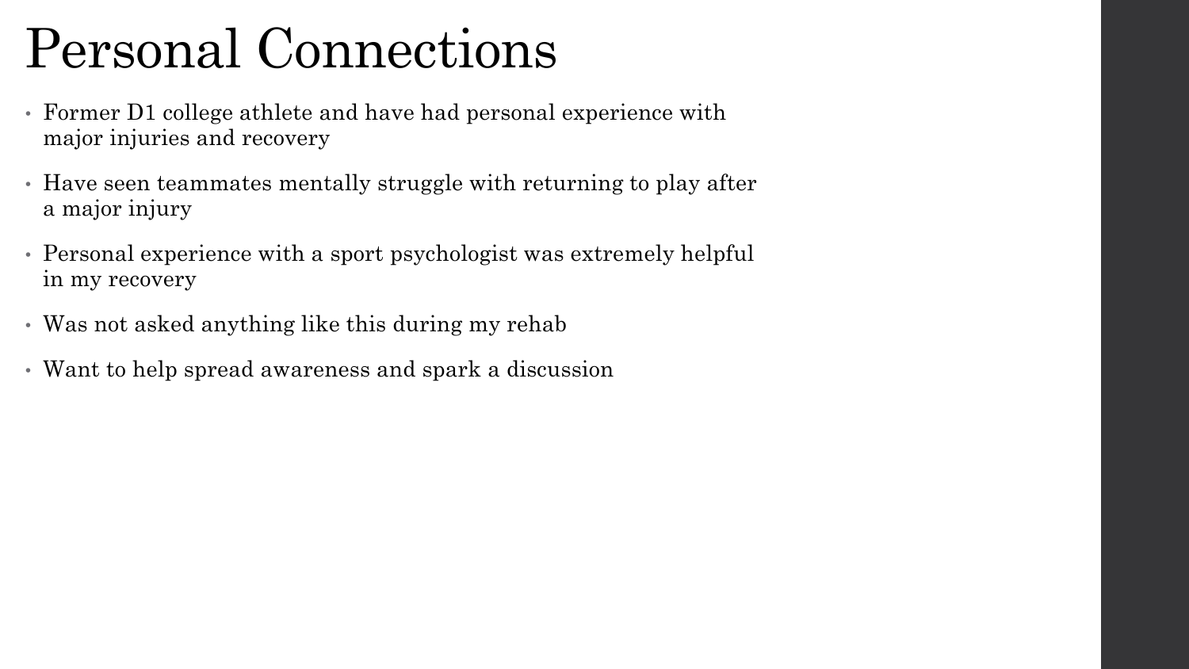# Personal Connections

- Former D1 college athlete and have had personal experience with major injuries and recovery
- Have seen teammates mentally struggle with returning to play after a major injury
- Personal experience with a sport psychologist was extremely helpful in my recovery
- Was not asked anything like this during my rehab
- Want to help spread awareness and spark a discussion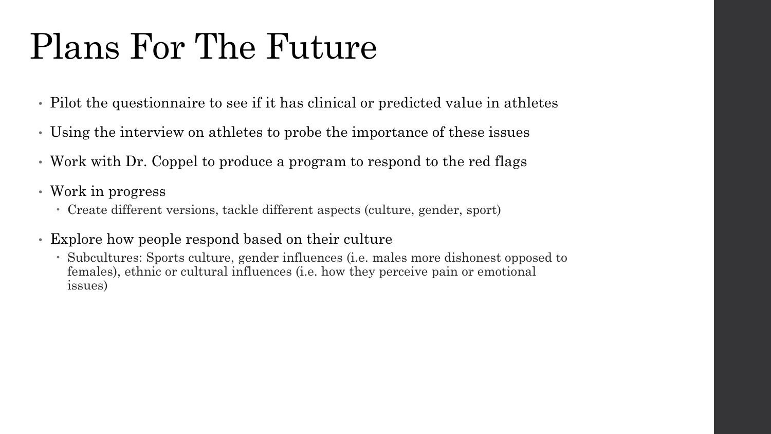# Plans For The Future

- Pilot the questionnaire to see if it has clinical or predicted value in athletes
- Using the interview on athletes to probe the importance of these issues
- Work with Dr. Coppel to produce a program to respond to the red flags
- Work in progress
  - Create different versions, tackle different aspects (culture, gender, sport)
- Explore how people respond based on their culture
  - Subcultures: Sports culture, gender influences (i.e. males more dishonest opposed to females), ethnic or cultural influences (i.e. how they perceive pain or emotional issues)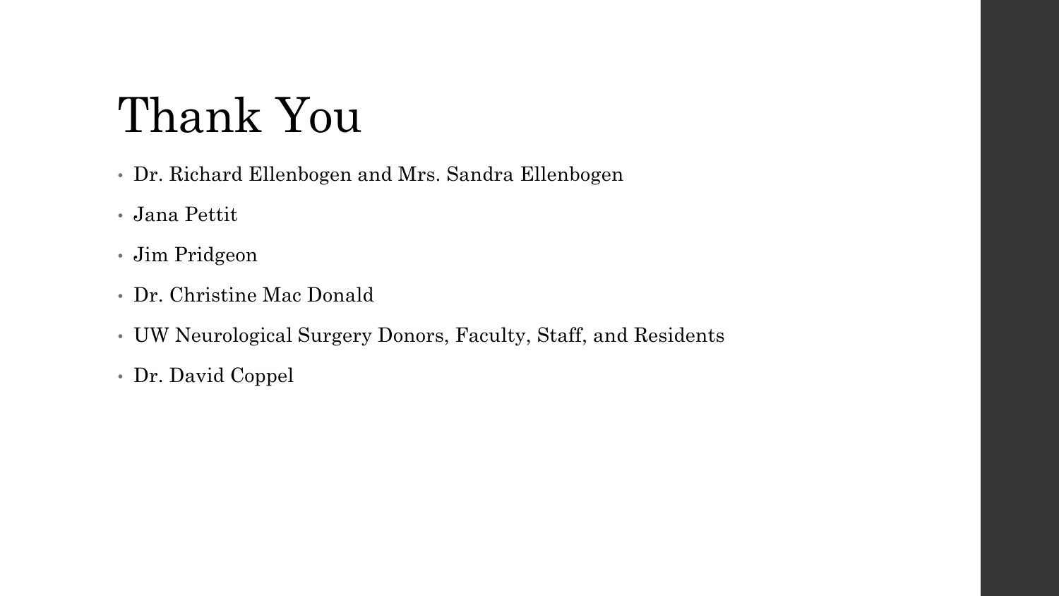# Thank You

- Dr. Richard Ellenbogen and Mrs. Sandra Ellenbogen
- Jana Pettit
- Jim Pridgeon
- Dr. Christine Mac Donald
- UW Neurological Surgery Donors, Faculty, Staff, and Residents
- Dr. David Coppel